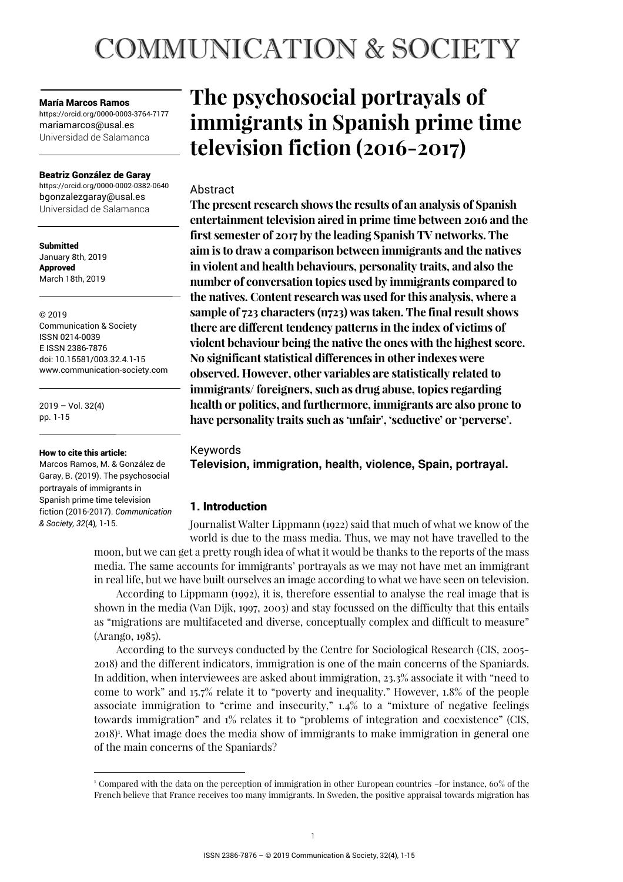# The psychosocial portrayals of immigrants in Spanish prime time television fiction (2016-2017)

**María Marcos Ramos**
https://orcid.org/0000-0003-3764-7177
mariamarcos@usal.es
Universidad de Salamanca

**Beatriz González de Garay**
https://orcid.org/0000-0002-0382-0640
bgonzalezgaray@usal.es
Universidad de Salamanca

**Submitted**
January 8th, 2019
**Approved**
March 18th, 2019

© 2019
Communication & Society
ISSN 0214-0039
E ISSN 2386-7876
doi: 10.15581/003.32.4.1-15
www.communication-society.com

2019 – Vol. 32(4)
pp. 1-15

**How to cite this article:**
Marcos Ramos, M. & González de Garay, B. (2019). The psychosocial portrayals of immigrants in Spanish prime time television fiction (2016-2017). *Communication & Society, 32*(4), 1-15.

## Abstract

**The present research shows the results of an analysis of Spanish entertainment television aired in prime time between 2016 and the first semester of 2017 by the leading Spanish TV networks. The aim is to draw a comparison between immigrants and the natives in violent and health behaviours, personality traits, and also the number of conversation topics used by immigrants compared to the natives. Content research was used for this analysis, where a sample of 723 characters (n723) was taken. The final result shows there are different tendency patterns in the index of victims of violent behaviour being the native the ones with the highest score. No significant statistical differences in other indexes were observed. However, other variables are statistically related to immigrants/ foreigners, such as drug abuse, topics regarding health or politics, and furthermore, immigrants are also prone to have personality traits such as 'unfair', 'seductive' or 'perverse'.**

## Keywords

**Television, immigration, health, violence, Spain, portrayal.**

## 1. Introduction

Journalist Walter Lippmann (1922) said that much of what we know of the world is due to the mass media. Thus, we may not have travelled to the moon, but we can get a pretty rough idea of what it would be thanks to the reports of the mass media. The same accounts for immigrants' portrayals as we may not have met an immigrant in real life, but we have built ourselves an image according to what we have seen on television.

According to Lippmann (1992), it is, therefore essential to analyse the real image that is shown in the media (Van Dijk, 1997, 2003) and stay focussed on the difficulty that this entails as "migrations are multifaceted and diverse, conceptually complex and difficult to measure" (Arango, 1985).

According to the surveys conducted by the Centre for Sociological Research (CIS, 2005-2018) and the different indicators, immigration is one of the main concerns of the Spaniards. In addition, when interviewees are asked about immigration, 23.3% associate it with "need to come to work" and 15.7% relate it to "poverty and inequality." However, 1.8% of the people associate immigration to "crime and insecurity," 1.4% to a "mixture of negative feelings towards immigration" and 1% relates it to "problems of integration and coexistence" (CIS, 2018)[1]. What image does the media show of immigrants to make immigration in general one of the main concerns of the Spaniards?

[1] Compared with the data on the perception of immigration in other European countries –for instance, 60% of the French believe that France receives too many immigrants. In Sweden, the positive appraisal towards migration has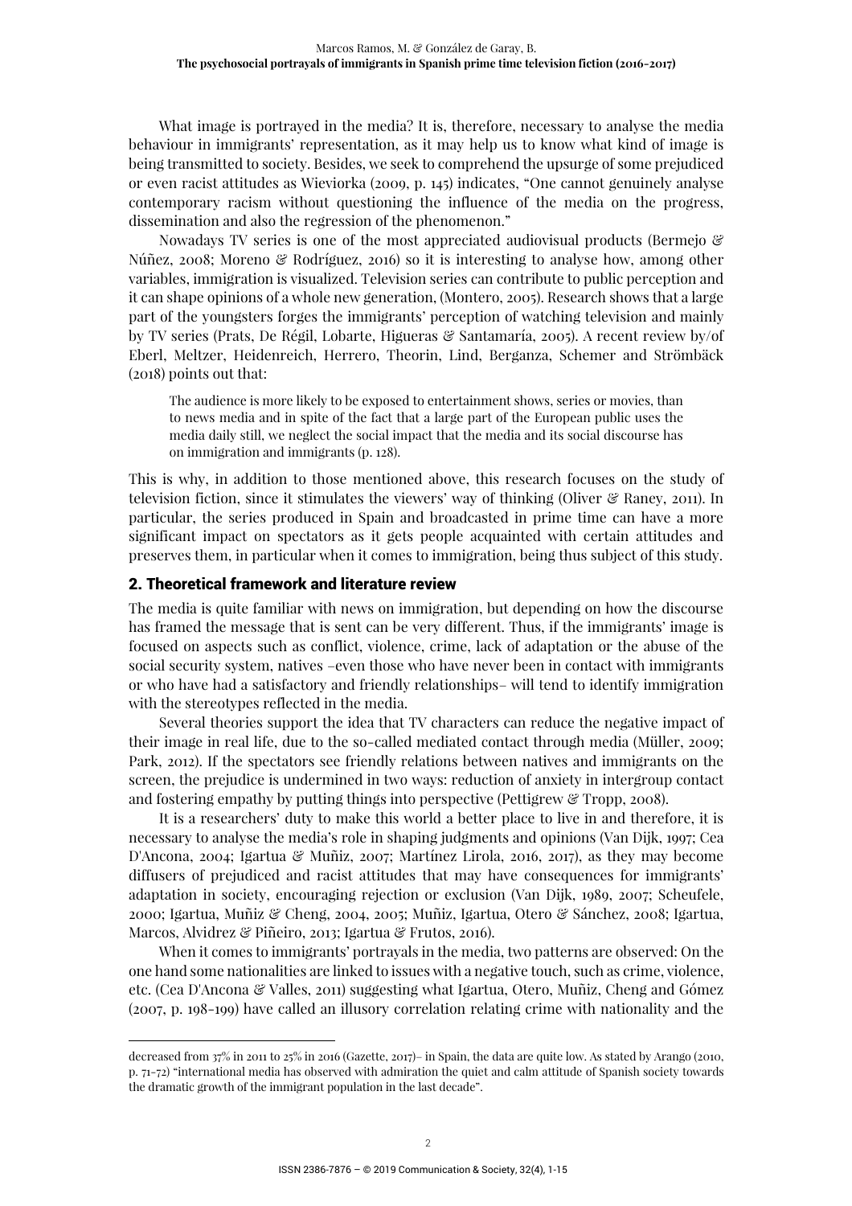What image is portrayed in the media? It is, therefore, necessary to analyse the media behaviour in immigrants' representation, as it may help us to know what kind of image is being transmitted to society. Besides, we seek to comprehend the upsurge of some prejudiced or even racist attitudes as Wieviorka (2009, p. 145) indicates, "One cannot genuinely analyse contemporary racism without questioning the influence of the media on the progress, dissemination and also the regression of the phenomenon."

Nowadays TV series is one of the most appreciated audiovisual products (Bermejo & Núñez, 2008; Moreno & Rodríguez, 2016) so it is interesting to analyse how, among other variables, immigration is visualized. Television series can contribute to public perception and it can shape opinions of a whole new generation, (Montero, 2005). Research shows that a large part of the youngsters forges the immigrants' perception of watching television and mainly by TV series (Prats, De Régil, Lobarte, Higueras & Santamaría, 2005). A recent review by/of Eberl, Meltzer, Heidenreich, Herrero, Theorin, Lind, Berganza, Schemer and Strömbäck (2018) points out that:

> The audience is more likely to be exposed to entertainment shows, series or movies, than to news media and in spite of the fact that a large part of the European public uses the media daily still, we neglect the social impact that the media and its social discourse has on immigration and immigrants (p. 128).

This is why, in addition to those mentioned above, this research focuses on the study of television fiction, since it stimulates the viewers' way of thinking (Oliver & Raney, 2011). In particular, the series produced in Spain and broadcasted in prime time can have a more significant impact on spectators as it gets people acquainted with certain attitudes and preserves them, in particular when it comes to immigration, being thus subject of this study.

## 2. Theoretical framework and literature review

The media is quite familiar with news on immigration, but depending on how the discourse has framed the message that is sent can be very different. Thus, if the immigrants' image is focused on aspects such as conflict, violence, crime, lack of adaptation or the abuse of the social security system, natives –even those who have never been in contact with immigrants or who have had a satisfactory and friendly relationships– will tend to identify immigration with the stereotypes reflected in the media.

Several theories support the idea that TV characters can reduce the negative impact of their image in real life, due to the so-called mediated contact through media (Müller, 2009; Park, 2012). If the spectators see friendly relations between natives and immigrants on the screen, the prejudice is undermined in two ways: reduction of anxiety in intergroup contact and fostering empathy by putting things into perspective (Pettigrew & Tropp, 2008).

It is a researchers' duty to make this world a better place to live in and therefore, it is necessary to analyse the media's role in shaping judgments and opinions (Van Dijk, 1997; Cea D'Ancona, 2004; Igartua & Muñiz, 2007; Martínez Lirola, 2016, 2017), as they may become diffusers of prejudiced and racist attitudes that may have consequences for immigrants' adaptation in society, encouraging rejection or exclusion (Van Dijk, 1989, 2007; Scheufele, 2000; Igartua, Muñiz & Cheng, 2004, 2005; Muñiz, Igartua, Otero & Sánchez, 2008; Igartua, Marcos, Alvidrez & Piñeiro, 2013; Igartua & Frutos, 2016).

When it comes to immigrants' portrayals in the media, two patterns are observed: On the one hand some nationalities are linked to issues with a negative touch, such as crime, violence, etc. (Cea D'Ancona & Valles, 2011) suggesting what Igartua, Otero, Muñiz, Cheng and Gómez (2007, p. 198-199) have called an illusory correlation relating crime with nationality and the

---

decreased from 37% in 2011 to 25% in 2016 (Gazette, 2017)– in Spain, the data are quite low. As stated by Arango (2010, p. 71-72) "international media has observed with admiration the quiet and calm attitude of Spanish society towards the dramatic growth of the immigrant population in the last decade".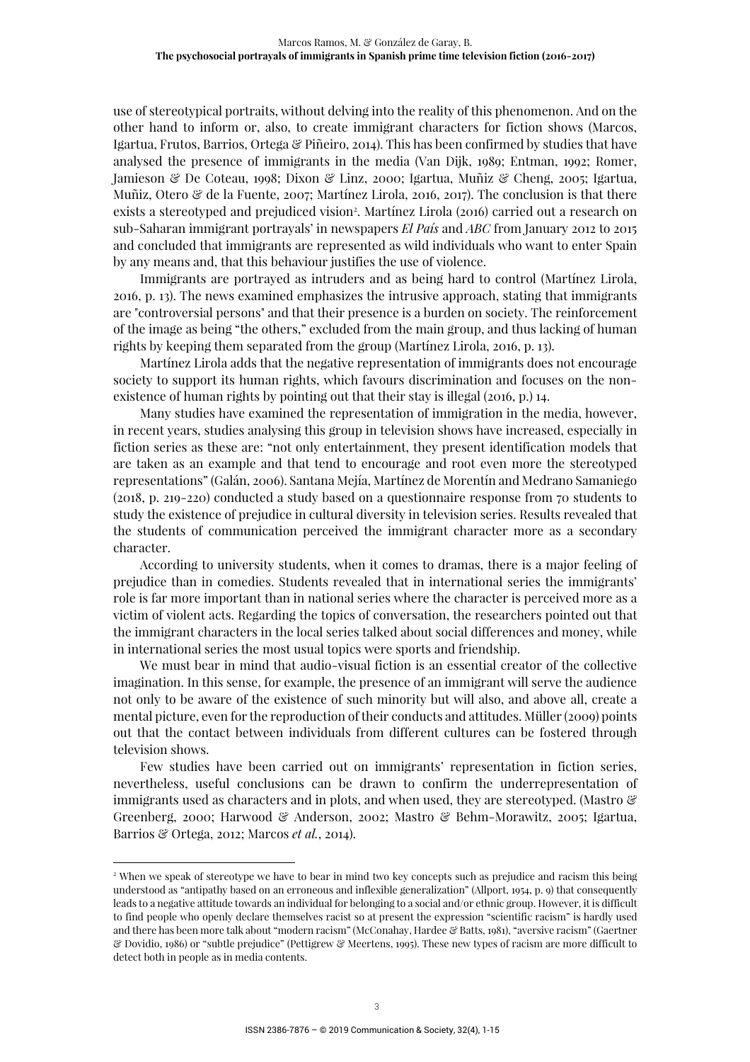use of stereotypical portraits, without delving into the reality of this phenomenon. And on the other hand to inform or, also, to create immigrant characters for fiction shows (Marcos, Igartua, Frutos, Barrios, Ortega & Piñeiro, 2014). This has been confirmed by studies that have analysed the presence of immigrants in the media (Van Dijk, 1989; Entman, 1992; Romer, Jamieson & De Coteau, 1998; Dixon & Linz, 2000; Igartua, Muñiz & Cheng, 2005; Igartua, Muñiz, Otero & de la Fuente, 2007; Martínez Lirola, 2016, 2017). The conclusion is that there exists a stereotyped and prejudiced vision[2]. Martínez Lirola (2016) carried out a research on sub-Saharan immigrant portrayals' in newspapers *El País* and *ABC* from January 2012 to 2015 and concluded that immigrants are represented as wild individuals who want to enter Spain by any means and, that this behaviour justifies the use of violence.

Immigrants are portrayed as intruders and as being hard to control (Martínez Lirola, 2016, p. 13). The news examined emphasizes the intrusive approach, stating that immigrants are "controversial persons" and that their presence is a burden on society. The reinforcement of the image as being "the others," excluded from the main group, and thus lacking of human rights by keeping them separated from the group (Martínez Lirola, 2016, p. 13).

Martínez Lirola adds that the negative representation of immigrants does not encourage society to support its human rights, which favours discrimination and focuses on the non-existence of human rights by pointing out that their stay is illegal (2016, p.) 14.

Many studies have examined the representation of immigration in the media, however, in recent years, studies analysing this group in television shows have increased, especially in fiction series as these are: "not only entertainment, they present identification models that are taken as an example and that tend to encourage and root even more the stereotyped representations" (Galán, 2006). Santana Mejía, Martínez de Morentín and Medrano Samaniego (2018, p. 219-220) conducted a study based on a questionnaire response from 70 students to study the existence of prejudice in cultural diversity in television series. Results revealed that the students of communication perceived the immigrant character more as a secondary character.

According to university students, when it comes to dramas, there is a major feeling of prejudice than in comedies. Students revealed that in international series the immigrants' role is far more important than in national series where the character is perceived more as a victim of violent acts. Regarding the topics of conversation, the researchers pointed out that the immigrant characters in the local series talked about social differences and money, while in international series the most usual topics were sports and friendship.

We must bear in mind that audio-visual fiction is an essential creator of the collective imagination. In this sense, for example, the presence of an immigrant will serve the audience not only to be aware of the existence of such minority but will also, and above all, create a mental picture, even for the reproduction of their conducts and attitudes. Müller (2009) points out that the contact between individuals from different cultures can be fostered through television shows.

Few studies have been carried out on immigrants' representation in fiction series, nevertheless, useful conclusions can be drawn to confirm the underrepresentation of immigrants used as characters and in plots, and when used, they are stereotyped. (Mastro & Greenberg, 2000; Harwood & Anderson, 2002; Mastro & Behm-Morawitz, 2005; Igartua, Barrios & Ortega, 2012; Marcos *et al.*, 2014).

---

[2] When we speak of stereotype we have to bear in mind two key concepts such as prejudice and racism this being understood as "antipathy based on an erroneous and inflexible generalization" (Allport, 1954, p. 9) that consequently leads to a negative attitude towards an individual for belonging to a social and/or ethnic group. However, it is difficult to find people who openly declare themselves racist so at present the expression "scientific racism" is hardly used and there has been more talk about "modern racism" (McConahay, Hardee & Batts, 1981), "aversive racism" (Gaertner & Dovidio, 1986) or "subtle prejudice" (Pettigrew & Meertens, 1995). These new types of racism are more difficult to detect both in people as in media contents.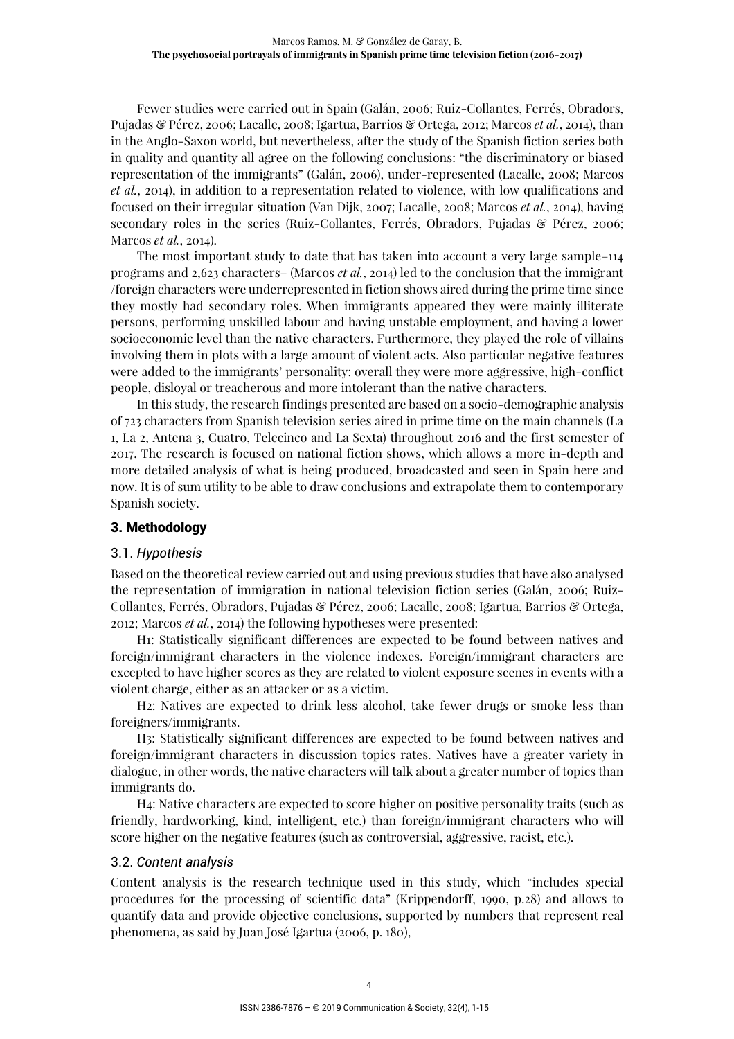Fewer studies were carried out in Spain (Galán, 2006; Ruiz-Collantes, Ferrés, Obradors, Pujadas & Pérez, 2006; Lacalle, 2008; Igartua, Barrios & Ortega, 2012; Marcos *et al.*, 2014), than in the Anglo-Saxon world, but nevertheless, after the study of the Spanish fiction series both in quality and quantity all agree on the following conclusions: "the discriminatory or biased representation of the immigrants" (Galán, 2006), under-represented (Lacalle, 2008; Marcos *et al.*, 2014), in addition to a representation related to violence, with low qualifications and focused on their irregular situation (Van Dijk, 2007; Lacalle, 2008; Marcos *et al.*, 2014), having secondary roles in the series (Ruiz-Collantes, Ferrés, Obradors, Pujadas & Pérez, 2006; Marcos *et al.*, 2014).

The most important study to date that has taken into account a very large sample–114 programs and 2,623 characters– (Marcos *et al.*, 2014) led to the conclusion that the immigrant /foreign characters were underrepresented in fiction shows aired during the prime time since they mostly had secondary roles. When immigrants appeared they were mainly illiterate persons, performing unskilled labour and having unstable employment, and having a lower socioeconomic level than the native characters. Furthermore, they played the role of villains involving them in plots with a large amount of violent acts. Also particular negative features were added to the immigrants' personality: overall they were more aggressive, high-conflict people, disloyal or treacherous and more intolerant than the native characters.

In this study, the research findings presented are based on a socio-demographic analysis of 723 characters from Spanish television series aired in prime time on the main channels (La 1, La 2, Antena 3, Cuatro, Telecinco and La Sexta) throughout 2016 and the first semester of 2017. The research is focused on national fiction shows, which allows a more in-depth and more detailed analysis of what is being produced, broadcasted and seen in Spain here and now. It is of sum utility to be able to draw conclusions and extrapolate them to contemporary Spanish society.

## 3. Methodology

### 3.1. *Hypothesis*

Based on the theoretical review carried out and using previous studies that have also analysed the representation of immigration in national television fiction series (Galán, 2006; Ruiz-Collantes, Ferrés, Obradors, Pujadas & Pérez, 2006; Lacalle, 2008; Igartua, Barrios & Ortega, 2012; Marcos *et al.*, 2014) the following hypotheses were presented:

H1: Statistically significant differences are expected to be found between natives and foreign/immigrant characters in the violence indexes. Foreign/immigrant characters are excepted to have higher scores as they are related to violent exposure scenes in events with a violent charge, either as an attacker or as a victim.

H2: Natives are expected to drink less alcohol, take fewer drugs or smoke less than foreigners/immigrants.

H3: Statistically significant differences are expected to be found between natives and foreign/immigrant characters in discussion topics rates. Natives have a greater variety in dialogue, in other words, the native characters will talk about a greater number of topics than immigrants do.

H4: Native characters are expected to score higher on positive personality traits (such as friendly, hardworking, kind, intelligent, etc.) than foreign/immigrant characters who will score higher on the negative features (such as controversial, aggressive, racist, etc.).

### 3.2. *Content analysis*

Content analysis is the research technique used in this study, which "includes special procedures for the processing of scientific data" (Krippendorff, 1990, p.28) and allows to quantify data and provide objective conclusions, supported by numbers that represent real phenomena, as said by Juan José Igartua (2006, p. 180),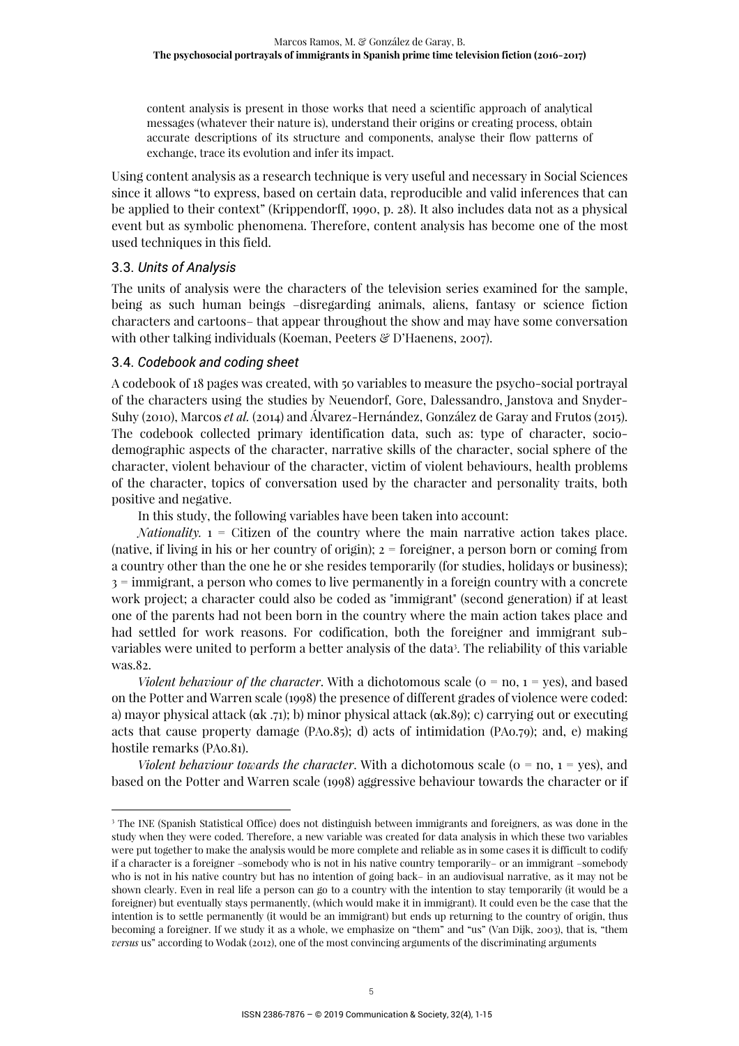content analysis is present in those works that need a scientific approach of analytical messages (whatever their nature is), understand their origins or creating process, obtain accurate descriptions of its structure and components, analyse their flow patterns of exchange, trace its evolution and infer its impact.

Using content analysis as a research technique is very useful and necessary in Social Sciences since it allows "to express, based on certain data, reproducible and valid inferences that can be applied to their context" (Krippendorff, 1990, p. 28). It also includes data not as a physical event but as symbolic phenomena. Therefore, content analysis has become one of the most used techniques in this field.

### 3.3. *Units of Analysis*

The units of analysis were the characters of the television series examined for the sample, being as such human beings –disregarding animals, aliens, fantasy or science fiction characters and cartoons– that appear throughout the show and may have some conversation with other talking individuals (Koeman, Peeters & D'Haenens, 2007).

### 3.4. *Codebook and coding sheet*

A codebook of 18 pages was created, with 50 variables to measure the psycho-social portrayal of the characters using the studies by Neuendorf, Gore, Dalessandro, Janstova and Snyder-Suhy (2010), Marcos *et al.* (2014) and Álvarez-Hernández, González de Garay and Frutos (2015). The codebook collected primary identification data, such as: type of character, socio-demographic aspects of the character, narrative skills of the character, social sphere of the character, violent behaviour of the character, victim of violent behaviours, health problems of the character, topics of conversation used by the character and personality traits, both positive and negative.

In this study, the following variables have been taken into account:

*Nationality.* 1 = Citizen of the country where the main narrative action takes place. (native, if living in his or her country of origin); 2 = foreigner, a person born or coming from a country other than the one he or she resides temporarily (for studies, holidays or business); 3 = immigrant, a person who comes to live permanently in a foreign country with a concrete work project; a character could also be coded as "immigrant" (second generation) if at least one of the parents had not been born in the country where the main action takes place and had settled for work reasons. For codification, both the foreigner and immigrant sub-variables were united to perform a better analysis of the data[3]. The reliability of this variable was.82.

*Violent behaviour of the character*. With a dichotomous scale (0 = no, 1 = yes), and based on the Potter and Warren scale (1998) the presence of different grades of violence were coded: a) mayor physical attack (αk .71); b) minor physical attack (αk.89); c) carrying out or executing acts that cause property damage (PAo.85); d) acts of intimidation (PAo.79); and, e) making hostile remarks (PAo.81).

*Violent behaviour towards the character*. With a dichotomous scale (0 = no, 1 = yes), and based on the Potter and Warren scale (1998) aggressive behaviour towards the character or if

---

[3] The INE (Spanish Statistical Office) does not distinguish between immigrants and foreigners, as was done in the study when they were coded. Therefore, a new variable was created for data analysis in which these two variables were put together to make the analysis would be more complete and reliable as in some cases it is difficult to codify if a character is a foreigner –somebody who is not in his native country temporarily– or an immigrant –somebody who is not in his native country but has no intention of going back– in an audiovisual narrative, as it may not be shown clearly. Even in real life a person can go to a country with the intention to stay temporarily (it would be a foreigner) but eventually stays permanently, (which would make it in immigrant). It could even be the case that the intention is to settle permanently (it would be an immigrant) but ends up returning to the country of origin, thus becoming a foreigner. If we study it as a whole, we emphasize on "them" and "us" (Van Dijk, 2003), that is, "them *versus* us" according to Wodak (2012), one of the most convincing arguments of the discriminating arguments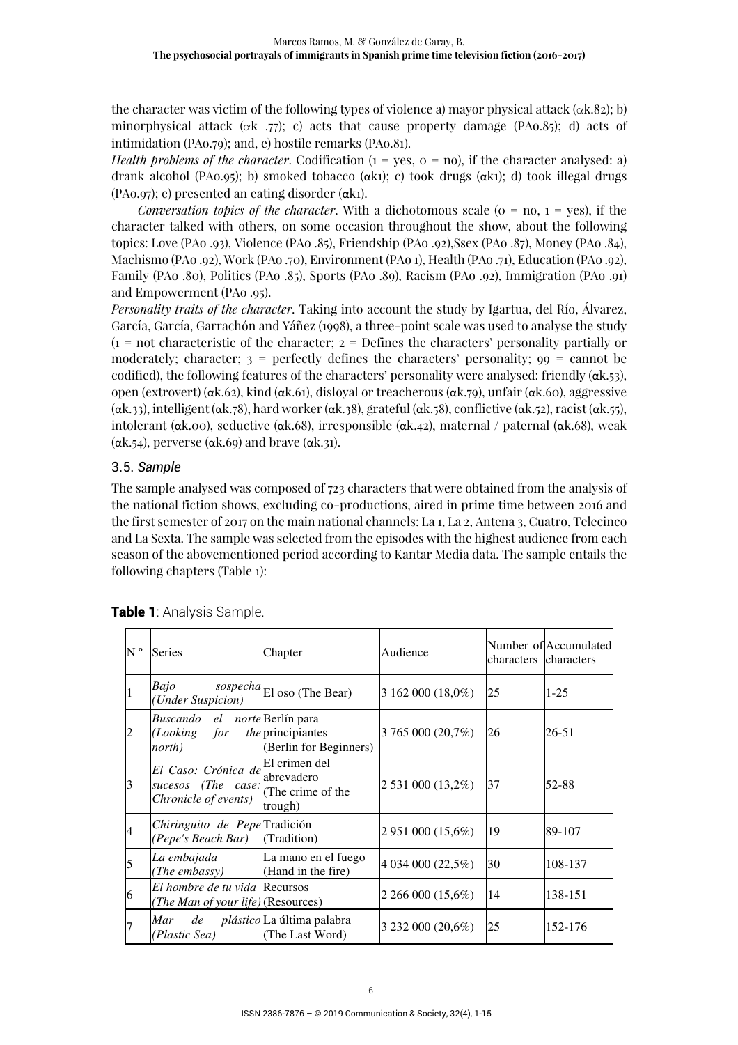the character was victim of the following types of violence a) mayor physical attack (αk.82); b) minorphysical attack (αk .77); c) acts that cause property damage (PA0.85); d) acts of intimidation (PA0.79); and, e) hostile remarks (PA0.81).

*Health problems of the character*. Codification (1 = yes, 0 = no), if the character analysed: a) drank alcohol (PA0.95); b) smoked tobacco (αk1); c) took drugs (αk1); d) took illegal drugs (PA0.97); e) presented an eating disorder (αk1).

*Conversation topics of the character*. With a dichotomous scale (0 = no, 1 = yes), if the character talked with others, on some occasion throughout the show, about the following topics: Love (PA0 .93), Violence (PA0 .85), Friendship (PA0 .92),Ssex (PA0 .87), Money (PA0 .84), Machismo (PA0 .92), Work (PA0 .70), Environment (PA0 1), Health (PA0 .71), Education (PA0 .92), Family (PA0 .80), Politics (PA0 .85), Sports (PA0 .89), Racism (PA0 .92), Immigration (PA0 .91) and Empowerment (PA0 .95).

*Personality traits of the character*. Taking into account the study by Igartua, del Río, Álvarez, García, García, Garrachón and Yáñez (1998), a three-point scale was used to analyse the study (1 = not characteristic of the character; 2 = Defines the characters' personality partially or moderately; character; 3 = perfectly defines the characters' personality; 99 = cannot be codified), the following features of the characters' personality were analysed: friendly (αk.53), open (extrovert) (αk.62), kind (αk.61), disloyal or treacherous (αk.79), unfair (αk.60), aggressive (αk.33), intelligent (αk.78), hard worker (αk.38), grateful (αk.58), conflictive (αk.52), racist (αk.55), intolerant (αk.00), seductive (αk.68), irresponsible (αk.42), maternal / paternal (αk.68), weak (αk.54), perverse (αk.69) and brave (αk.31).

### 3.5. *Sample*

The sample analysed was composed of 723 characters that were obtained from the analysis of the national fiction shows, excluding co-productions, aired in prime time between 2016 and the first semester of 2017 on the main national channels: La 1, La 2, Antena 3, Cuatro, Telecinco and La Sexta. The sample was selected from the episodes with the highest audience from each season of the abovementioned period according to Kantar Media data. The sample entails the following chapters (Table 1):

**Table 1**: Analysis Sample.

| N º | Series | Chapter | Audience | Number of characters | Accumulated characters |
|---|---|---|---|---|---|
| 1 | *Bajo sospecha (Under Suspicion)* | El oso (The Bear) | 3 162 000 (18,0%) | 25 | 1-25 |
| 2 | *Buscando el norte (Looking for the north)* | Berlín para principiantes (Berlin for Beginners) | 3 765 000 (20,7%) | 26 | 26-51 |
| 3 | *El Caso: Crónica de sucesos (The case: Chronicle of events)* | El crimen del abrevadero (The crime of the trough) | 2 531 000 (13,2%) | 37 | 52-88 |
| 4 | *Chiringuito de Pepe (Pepe's Beach Bar)* | Tradición (Tradition) | 2 951 000 (15,6%) | 19 | 89-107 |
| 5 | *La embajada (The embassy)* | La mano en el fuego (Hand in the fire) | 4 034 000 (22,5%) | 30 | 108-137 |
| 6 | *El hombre de tu vida (The Man of your life)* | Recursos (Resources) | 2 266 000 (15,6%) | 14 | 138-151 |
| 7 | *Mar de plástico (Plastic Sea)* | La última palabra (The Last Word) | 3 232 000 (20,6%) | 25 | 152-176 |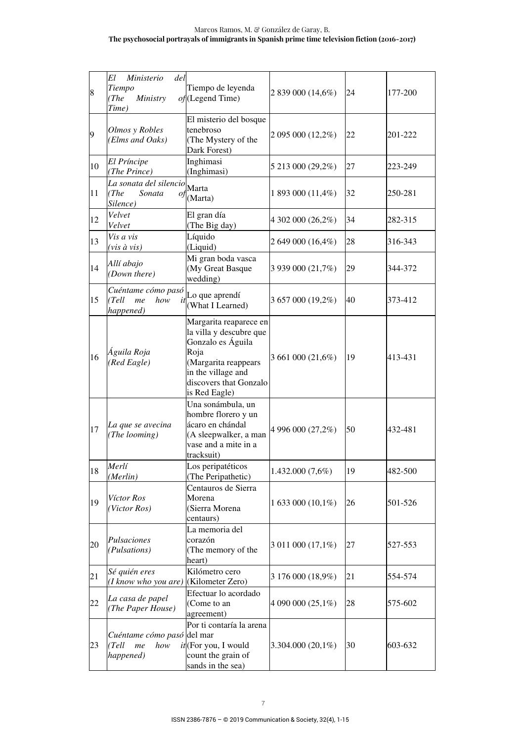| 8 | *El Ministerio del Tiempo (The Ministry of Time)* | Tiempo de leyenda (Legend Time) | 2 839 000 (14,6%) | 24 | 177-200 |
|---|---|---|---|---|---|
| 9 | *Olmos y Robles (Elms and Oaks)* | El misterio del bosque tenebroso (The Mystery of the Dark Forest) | 2 095 000 (12,2%) | 22 | 201-222 |
| 10 | *El Príncipe (The Prince)* | Inghimasi (Inghimasi) | 5 213 000 (29,2%) | 27 | 223-249 |
| 11 | *La sonata del silencio (The Sonata of Silence)* | Marta (Marta) | 1 893 000 (11,4%) | 32 | 250-281 |
| 12 | *Velvet Velvet* | El gran día (The Big day) | 4 302 000 (26,2%) | 34 | 282-315 |
| 13 | *Vis a vis (vis à vis)* | Líquido (Liquid) | 2 649 000 (16,4%) | 28 | 316-343 |
| 14 | *Allí abajo (Down there)* | Mi gran boda vasca (My Great Basque wedding) | 3 939 000 (21,7%) | 29 | 344-372 |
| 15 | *Cuéntame cómo pasó (Tell me how it happened)* | Lo que aprendí (What I Learned) | 3 657 000 (19,2%) | 40 | 373-412 |
| 16 | *Águila Roja (Red Eagle)* | Margarita reaparece en la villa y descubre que Gonzalo es Águila Roja (Margarita reappears in the village and discovers that Gonzalo is Red Eagle) | 3 661 000 (21,6%) | 19 | 413-431 |
| 17 | *La que se avecina (The looming)* | Una sonámbula, un hombre florero y un ácaro en chándal (A sleepwalker, a man vase and a mite in a tracksuit) | 4 996 000 (27,2%) | 50 | 432-481 |
| 18 | *Merlí (Merlin)* | Los peripatéticos (The Peripathetic) | 1.432.000 (7,6%) | 19 | 482-500 |
| 19 | *Víctor Ros (Victor Ros)* | Centauros de Sierra Morena (Sierra Morena centaurs) | 1 633 000 (10,1%) | 26 | 501-526 |
| 20 | *Pulsaciones (Pulsations)* | La memoria del corazón (The memory of the heart) | 3 011 000 (17,1%) | 27 | 527-553 |
| 21 | *Sé quién eres (I know who you are)* | Kilómetro cero (Kilometer Zero) | 3 176 000 (18,9%) | 21 | 554-574 |
| 22 | *La casa de papel (The Paper House)* | Efectuar lo acordado (Come to an agreement) | 4 090 000 (25,1%) | 28 | 575-602 |
| 23 | *Cuéntame cómo pasó (Tell me how it happened)* | Por ti contaría la arena del mar (For you, I would count the grain of sands in the sea) | 3.304.000 (20,1%) | 30 | 603-632 |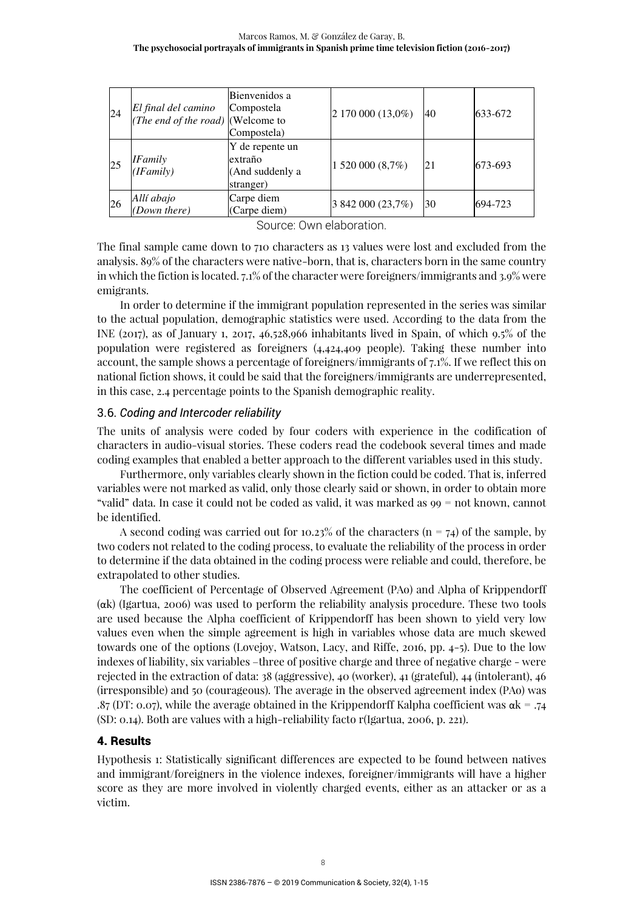| 24 | *El final del camino (The end of the road)* | Bienvenidos a Compostela (Welcome to Compostela) | 2 170 000 (13,0%) | 40 | 633-672 |
|---|---|---|---|---|---|
| 25 | *IFamily (IFamily)* | Y de repente un extraño (And suddenly a stranger) | 1 520 000 (8,7%) | 21 | 673-693 |
| 26 | *Allí abajo (Down there)* | Carpe diem (Carpe diem) | 3 842 000 (23,7%) | 30 | 694-723 |

Source: Own elaboration.

The final sample came down to 710 characters as 13 values were lost and excluded from the analysis. 89% of the characters were native-born, that is, characters born in the same country in which the fiction is located. 7.1% of the character were foreigners/immigrants and 3.9% were emigrants.

In order to determine if the immigrant population represented in the series was similar to the actual population, demographic statistics were used. According to the data from the INE (2017), as of January 1, 2017, 46,528,966 inhabitants lived in Spain, of which 9.5% of the population were registered as foreigners (4,424,409 people). Taking these number into account, the sample shows a percentage of foreigners/immigrants of 7.1%. If we reflect this on national fiction shows, it could be said that the foreigners/immigrants are underrepresented, in this case, 2.4 percentage points to the Spanish demographic reality.

### 3.6. *Coding and Intercoder reliability*

The units of analysis were coded by four coders with experience in the codification of characters in audio-visual stories. These coders read the codebook several times and made coding examples that enabled a better approach to the different variables used in this study.

Furthermore, only variables clearly shown in the fiction could be coded. That is, inferred variables were not marked as valid, only those clearly said or shown, in order to obtain more "valid" data. In case it could not be coded as valid, it was marked as 99 = not known, cannot be identified.

A second coding was carried out for 10.23% of the characters (n = 74) of the sample, by two coders not related to the coding process, to evaluate the reliability of the process in order to determine if the data obtained in the coding process were reliable and could, therefore, be extrapolated to other studies.

The coefficient of Percentage of Observed Agreement (PAo) and Alpha of Krippendorff (αk) (Igartua, 2006) was used to perform the reliability analysis procedure. These two tools are used because the Alpha coefficient of Krippendorff has been shown to yield very low values even when the simple agreement is high in variables whose data are much skewed towards one of the options (Lovejoy, Watson, Lacy, and Riffe, 2016, pp. 4-5). Due to the low indexes of liability, six variables –three of positive charge and three of negative charge - were rejected in the extraction of data: 38 (aggressive), 40 (worker), 41 (grateful), 44 (intolerant), 46 (irresponsible) and 50 (courageous). The average in the observed agreement index (PAo) was .87 (DT: 0.07), while the average obtained in the Krippendorff Kalpha coefficient was αk = .74 (SD: 0.14). Both are values with a high-reliability facto r(Igartua, 2006, p. 221).

## 4. Results

Hypothesis 1: Statistically significant differences are expected to be found between natives and immigrant/foreigners in the violence indexes, foreigner/immigrants will have a higher score as they are more involved in violently charged events, either as an attacker or as a victim.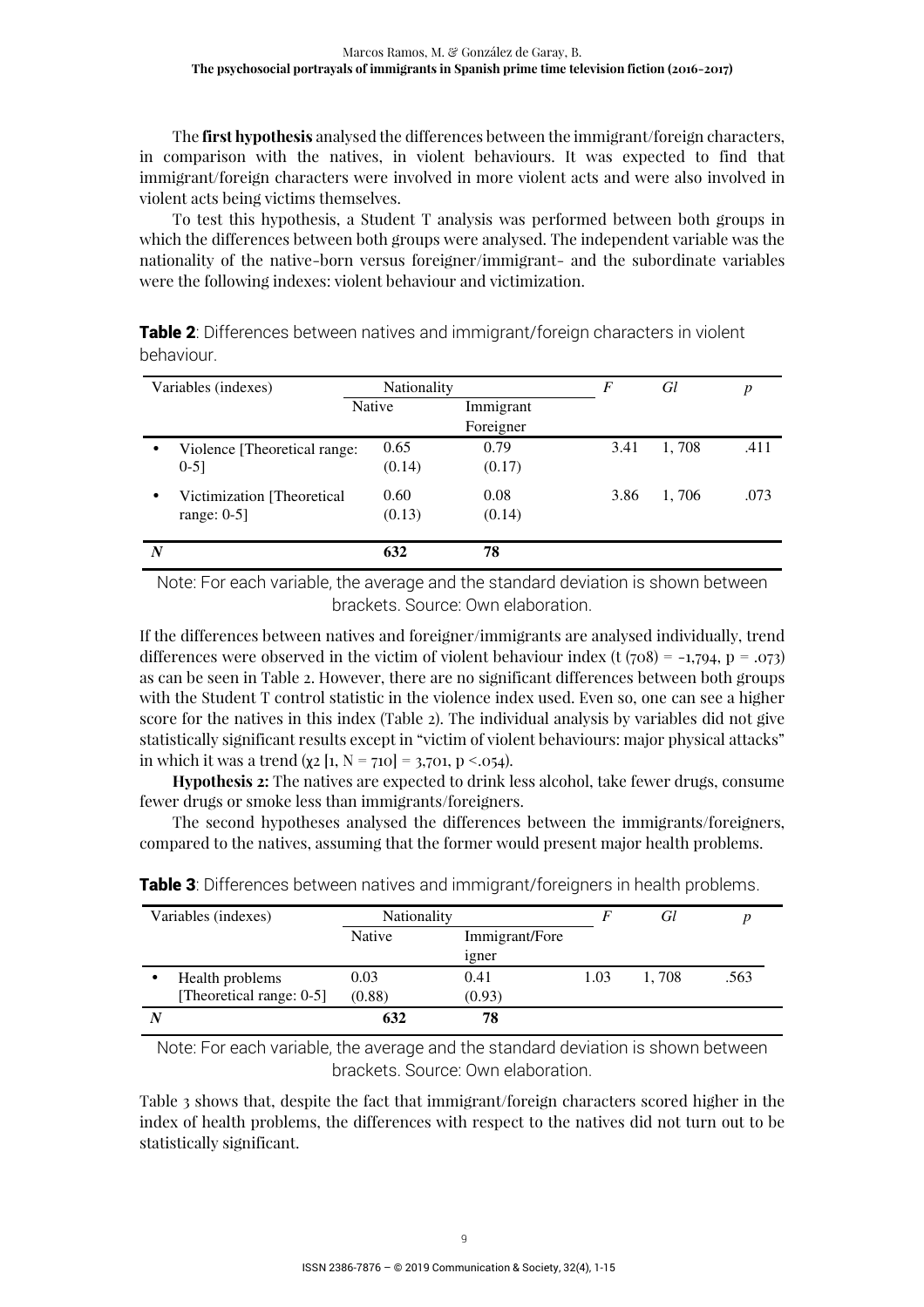The **first hypothesis** analysed the differences between the immigrant/foreign characters, in comparison with the natives, in violent behaviours. It was expected to find that immigrant/foreign characters were involved in more violent acts and were also involved in violent acts being victims themselves.

To test this hypothesis, a Student T analysis was performed between both groups in which the differences between both groups were analysed. The independent variable was the nationality of the native-born versus foreigner/immigrant- and the subordinate variables were the following indexes: violent behaviour and victimization.

**Table 2**: Differences between natives and immigrant/foreign characters in violent behaviour.

| Variables (indexes) | Nationality | | *F* | *Gl* | *p* |
|---|---|---|---|---|---|
| | Native | Immigrant Foreigner | | | |
| • Violence [Theoretical range: 0-5] | 0.65 (0.14) | 0.79 (0.17) | 3.41 | 1, 708 | .411 |
| • Victimization [Theoretical range: 0-5] | 0.60 (0.13) | 0.08 (0.14) | 3.86 | 1, 706 | .073 |
| ***N*** | **632** | **78** | | | |

Note: For each variable, the average and the standard deviation is shown between brackets. Source: Own elaboration.

If the differences between natives and foreigner/immigrants are analysed individually, trend differences were observed in the victim of violent behaviour index ($t(708) = -1{,}794$, $p = .073$) as can be seen in Table 2. However, there are no significant differences between both groups with the Student T control statistic in the violence index used. Even so, one can see a higher score for the natives in this index (Table 2). The individual analysis by variables did not give statistically significant results except in "victim of violent behaviours: major physical attacks" in which it was a trend ($\chi^2$ [1, N = 710] = 3,701, p <.054).

**Hypothesis 2:** The natives are expected to drink less alcohol, take fewer drugs, consume fewer drugs or smoke less than immigrants/foreigners.

The second hypotheses analysed the differences between the immigrants/foreigners, compared to the natives, assuming that the former would present major health problems.

**Table 3**: Differences between natives and immigrant/foreigners in health problems.

| Variables (indexes) | Nationality | | *F* | *Gl* | *p* |
|---|---|---|---|---|---|
| | Native | Immigrant/Foreigner | | | |
| • Health problems [Theoretical range: 0-5] | 0.03 (0.88) | 0.41 (0.93) | 1.03 | 1, 708 | .563 |
| ***N*** | **632** | **78** | | | |

Note: For each variable, the average and the standard deviation is shown between brackets. Source: Own elaboration.

Table 3 shows that, despite the fact that immigrant/foreign characters scored higher in the index of health problems, the differences with respect to the natives did not turn out to be statistically significant.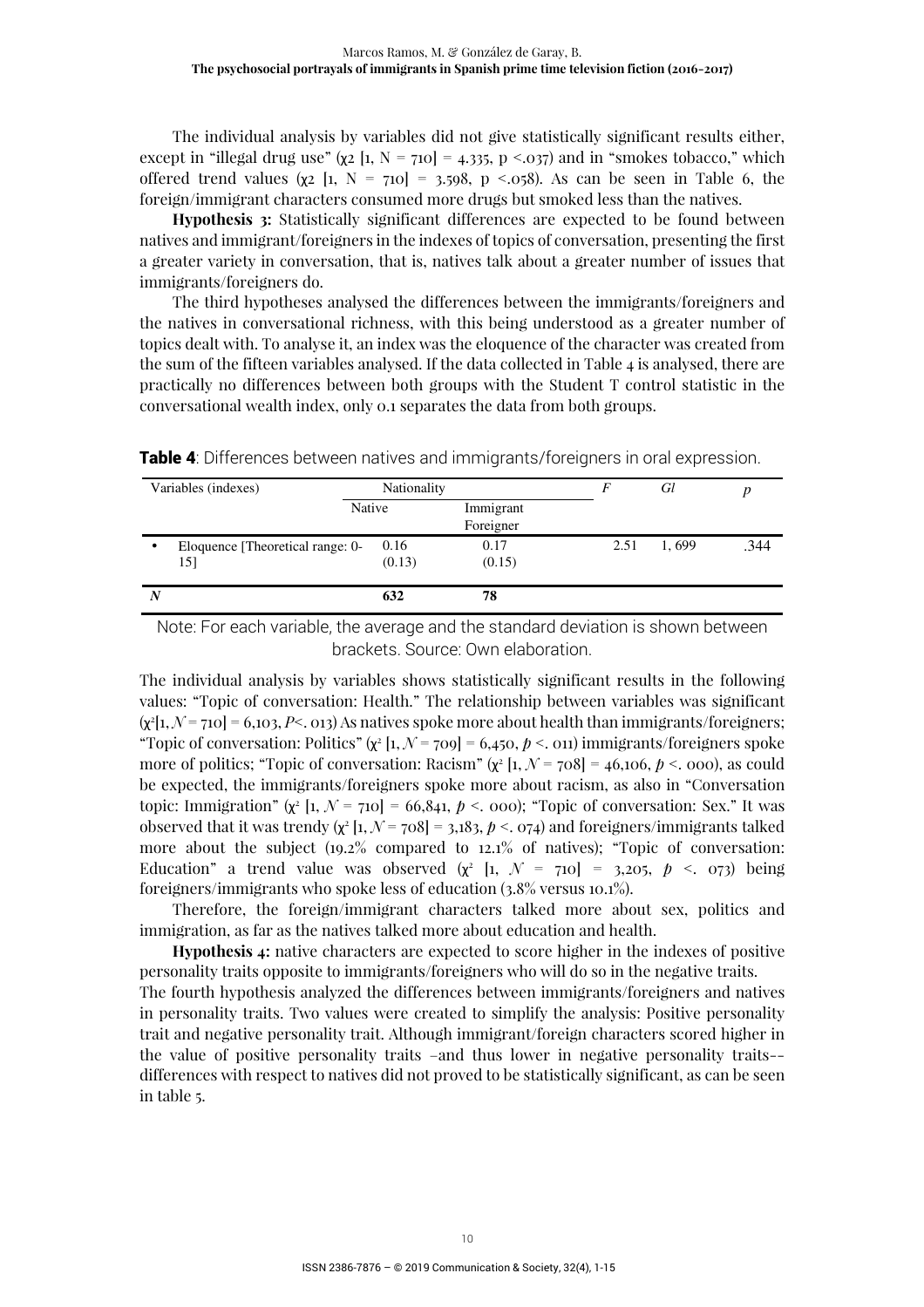The individual analysis by variables did not give statistically significant results either, except in "illegal drug use" ($\chi 2$ [1, N = 710] = 4.335, p <.037) and in "smokes tobacco," which offered trend values ($\chi 2$ [1, N = 710] = 3.598, p <.058). As can be seen in Table 6, the foreign/immigrant characters consumed more drugs but smoked less than the natives.

**Hypothesis 3:** Statistically significant differences are expected to be found between natives and immigrant/foreigners in the indexes of topics of conversation, presenting the first a greater variety in conversation, that is, natives talk about a greater number of issues that immigrants/foreigners do.

The third hypotheses analysed the differences between the immigrants/foreigners and the natives in conversational richness, with this being understood as a greater number of topics dealt with. To analyse it, an index was the eloquence of the character was created from the sum of the fifteen variables analysed. If the data collected in Table 4 is analysed, there are practically no differences between both groups with the Student T control statistic in the conversational wealth index, only 0.1 separates the data from both groups.

**Table 4**: Differences between natives and immigrants/foreigners in oral expression.

| Variables (indexes) | Nationality | | F | Gl | p |
|---|---|---|---|---|---|
| | Native | Immigrant Foreigner | | | |
| • Eloquence [Theoretical range: 0-15] | 0.16 (0.13) | 0.17 (0.15) | 2.51 | 1, 699 | .344 |
| N | 632 | 78 | | | |

Note: For each variable, the average and the standard deviation is shown between brackets. Source: Own elaboration.

The individual analysis by variables shows statistically significant results in the following values: "Topic of conversation: Health." The relationship between variables was significant ($\chi^2$[1, $N$ = 710] = 6,103, $P$<. 013) As natives spoke more about health than immigrants/foreigners; "Topic of conversation: Politics" ($\chi^2$ [1, $N$ = 709] = 6,450, $p$ <. 011) immigrants/foreigners spoke more of politics; "Topic of conversation: Racism" ($\chi^2$ [1, $N$ = 708] = 46,106, $p$ <. 000), as could be expected, the immigrants/foreigners spoke more about racism, as also in "Conversation topic: Immigration" ($\chi^2$ [1, $N$ = 710] = 66,841, $p$ <. 000); "Topic of conversation: Sex." It was observed that it was trendy ($\chi^2$ [1, $N$ = 708] = 3,183, $p$ <. 074) and foreigners/immigrants talked more about the subject (19.2% compared to 12.1% of natives); "Topic of conversation: Education" a trend value was observed ($\chi^2$ [1, $N$ = 710] = 3,205, $p$ <. 073) being foreigners/immigrants who spoke less of education (3.8% versus 10.1%).

Therefore, the foreign/immigrant characters talked more about sex, politics and immigration, as far as the natives talked more about education and health.

**Hypothesis 4:** native characters are expected to score higher in the indexes of positive personality traits opposite to immigrants/foreigners who will do so in the negative traits.

The fourth hypothesis analyzed the differences between immigrants/foreigners and natives in personality traits. Two values were created to simplify the analysis: Positive personality trait and negative personality trait. Although immigrant/foreign characters scored higher in the value of positive personality traits –and thus lower in negative personality traits–-differences with respect to natives did not proved to be statistically significant, as can be seen in table 5.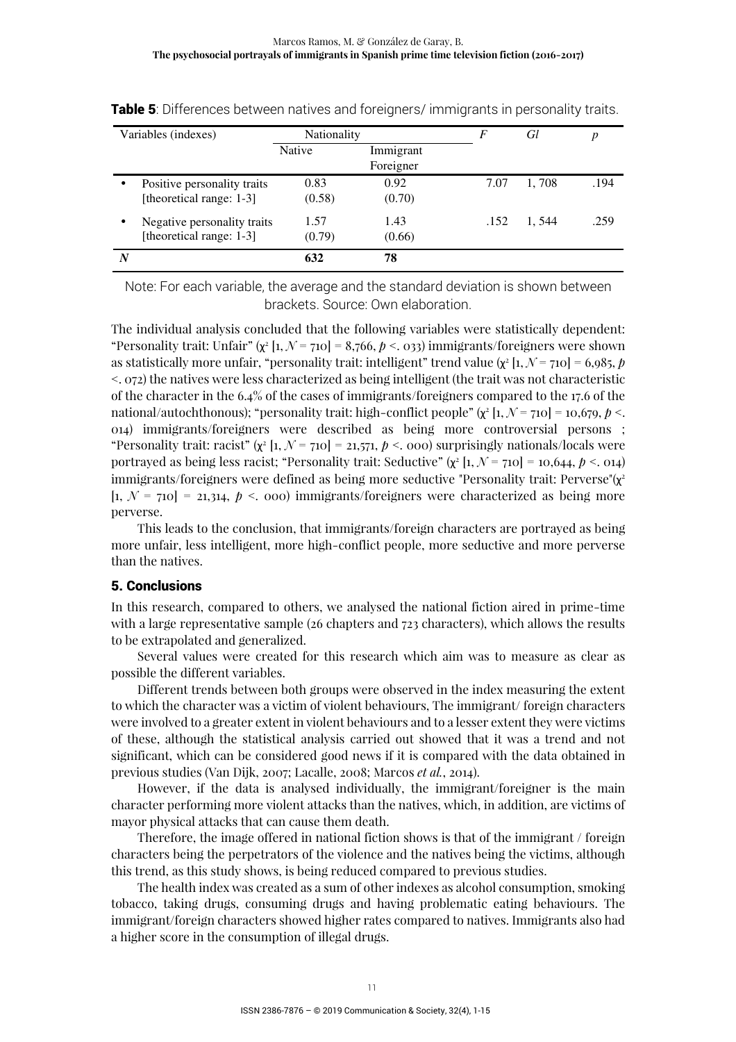**Table 5**: Differences between natives and foreigners/ immigrants in personality traits.

| Variables (indexes) | Nationality | | $F$ | $Gl$ | $p$ |
|---|---|---|---|---|---|
| | Native | Immigrant Foreigner | | | |
| • Positive personality traits [theoretical range: 1-3] | 0.83 (0.58) | 0.92 (0.70) | 7.07 | 1, 708 | .194 |
| • Negative personality traits [theoretical range: 1-3] | 1.57 (0.79) | 1.43 (0.66) | .152 | 1, 544 | .259 |
| ***N*** | **632** | **78** | | | |

Note: For each variable, the average and the standard deviation is shown between brackets. Source: Own elaboration.

The individual analysis concluded that the following variables were statistically dependent: "Personality trait: Unfair" ($\chi^2$ [1, $N$ = 710] = 8,766, $p$ <. 033) immigrants/foreigners were shown as statistically more unfair, "personality trait: intelligent" trend value ($\chi^2$ [1, $N$ = 710] = 6,985, $p$ <. 072) the natives were less characterized as being intelligent (the trait was not characteristic of the character in the 6.4% of the cases of immigrants/foreigners compared to the 17.6 of the national/autochthonous); "personality trait: high-conflict people" ($\chi^2$ [1, $N$ = 710] = 10,679, $p$ <. 014) immigrants/foreigners were described as being more controversial persons ; "Personality trait: racist" ($\chi^2$ [1, $N$ = 710] = 21,571, $p$ <. 000) surprisingly nationals/locals were portrayed as being less racist; "Personality trait: Seductive" ($\chi^2$ [1, $N$ = 710] = 10,644, $p$ <. 014) immigrants/foreigners were defined as being more seductive "Personality trait: Perverse"($\chi^2$ [1, $N$ = 710] = 21,314, $p$ <. 000) immigrants/foreigners were characterized as being more perverse.

This leads to the conclusion, that immigrants/foreign characters are portrayed as being more unfair, less intelligent, more high-conflict people, more seductive and more perverse than the natives.

## 5. Conclusions

In this research, compared to others, we analysed the national fiction aired in prime-time with a large representative sample (26 chapters and 723 characters), which allows the results to be extrapolated and generalized.

Several values were created for this research which aim was to measure as clear as possible the different variables.

Different trends between both groups were observed in the index measuring the extent to which the character was a victim of violent behaviours, The immigrant/ foreign characters were involved to a greater extent in violent behaviours and to a lesser extent they were victims of these, although the statistical analysis carried out showed that it was a trend and not significant, which can be considered good news if it is compared with the data obtained in previous studies (Van Dijk, 2007; Lacalle, 2008; Marcos *et al.*, 2014).

However, if the data is analysed individually, the immigrant/foreigner is the main character performing more violent attacks than the natives, which, in addition, are victims of mayor physical attacks that can cause them death.

Therefore, the image offered in national fiction shows is that of the immigrant / foreign characters being the perpetrators of the violence and the natives being the victims, although this trend, as this study shows, is being reduced compared to previous studies.

The health index was created as a sum of other indexes as alcohol consumption, smoking tobacco, taking drugs, consuming drugs and having problematic eating behaviours. The immigrant/foreign characters showed higher rates compared to natives. Immigrants also had a higher score in the consumption of illegal drugs.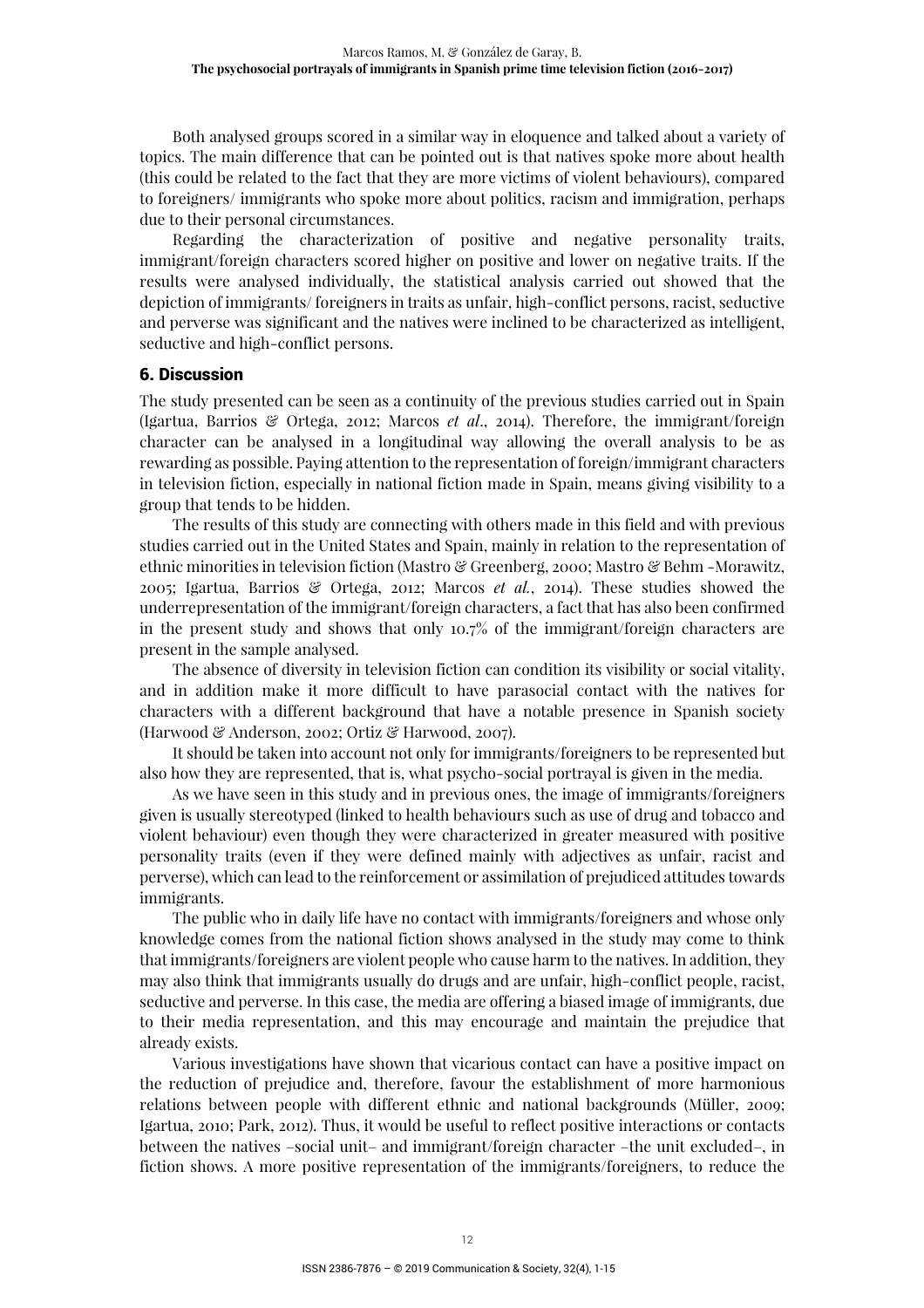Both analysed groups scored in a similar way in eloquence and talked about a variety of topics. The main difference that can be pointed out is that natives spoke more about health (this could be related to the fact that they are more victims of violent behaviours), compared to foreigners/ immigrants who spoke more about politics, racism and immigration, perhaps due to their personal circumstances.

Regarding the characterization of positive and negative personality traits, immigrant/foreign characters scored higher on positive and lower on negative traits. If the results were analysed individually, the statistical analysis carried out showed that the depiction of immigrants/ foreigners in traits as unfair, high-conflict persons, racist, seductive and perverse was significant and the natives were inclined to be characterized as intelligent, seductive and high-conflict persons.

## 6. Discussion

The study presented can be seen as a continuity of the previous studies carried out in Spain (Igartua, Barrios & Ortega, 2012; Marcos *et al*., 2014). Therefore, the immigrant/foreign character can be analysed in a longitudinal way allowing the overall analysis to be as rewarding as possible. Paying attention to the representation of foreign/immigrant characters in television fiction, especially in national fiction made in Spain, means giving visibility to a group that tends to be hidden.

The results of this study are connecting with others made in this field and with previous studies carried out in the United States and Spain, mainly in relation to the representation of ethnic minorities in television fiction (Mastro & Greenberg, 2000; Mastro & Behm -Morawitz, 2005; Igartua, Barrios & Ortega, 2012; Marcos *et al.*, 2014). These studies showed the underrepresentation of the immigrant/foreign characters, a fact that has also been confirmed in the present study and shows that only 10.7% of the immigrant/foreign characters are present in the sample analysed.

The absence of diversity in television fiction can condition its visibility or social vitality, and in addition make it more difficult to have parasocial contact with the natives for characters with a different background that have a notable presence in Spanish society (Harwood & Anderson, 2002; Ortiz & Harwood, 2007).

It should be taken into account not only for immigrants/foreigners to be represented but also how they are represented, that is, what psycho-social portrayal is given in the media.

As we have seen in this study and in previous ones, the image of immigrants/foreigners given is usually stereotyped (linked to health behaviours such as use of drug and tobacco and violent behaviour) even though they were characterized in greater measured with positive personality traits (even if they were defined mainly with adjectives as unfair, racist and perverse), which can lead to the reinforcement or assimilation of prejudiced attitudes towards immigrants.

The public who in daily life have no contact with immigrants/foreigners and whose only knowledge comes from the national fiction shows analysed in the study may come to think that immigrants/foreigners are violent people who cause harm to the natives. In addition, they may also think that immigrants usually do drugs and are unfair, high-conflict people, racist, seductive and perverse. In this case, the media are offering a biased image of immigrants, due to their media representation, and this may encourage and maintain the prejudice that already exists.

Various investigations have shown that vicarious contact can have a positive impact on the reduction of prejudice and, therefore, favour the establishment of more harmonious relations between people with different ethnic and national backgrounds (Müller, 2009; Igartua, 2010; Park, 2012). Thus, it would be useful to reflect positive interactions or contacts between the natives –social unit– and immigrant/foreign character –the unit excluded–, in fiction shows. A more positive representation of the immigrants/foreigners, to reduce the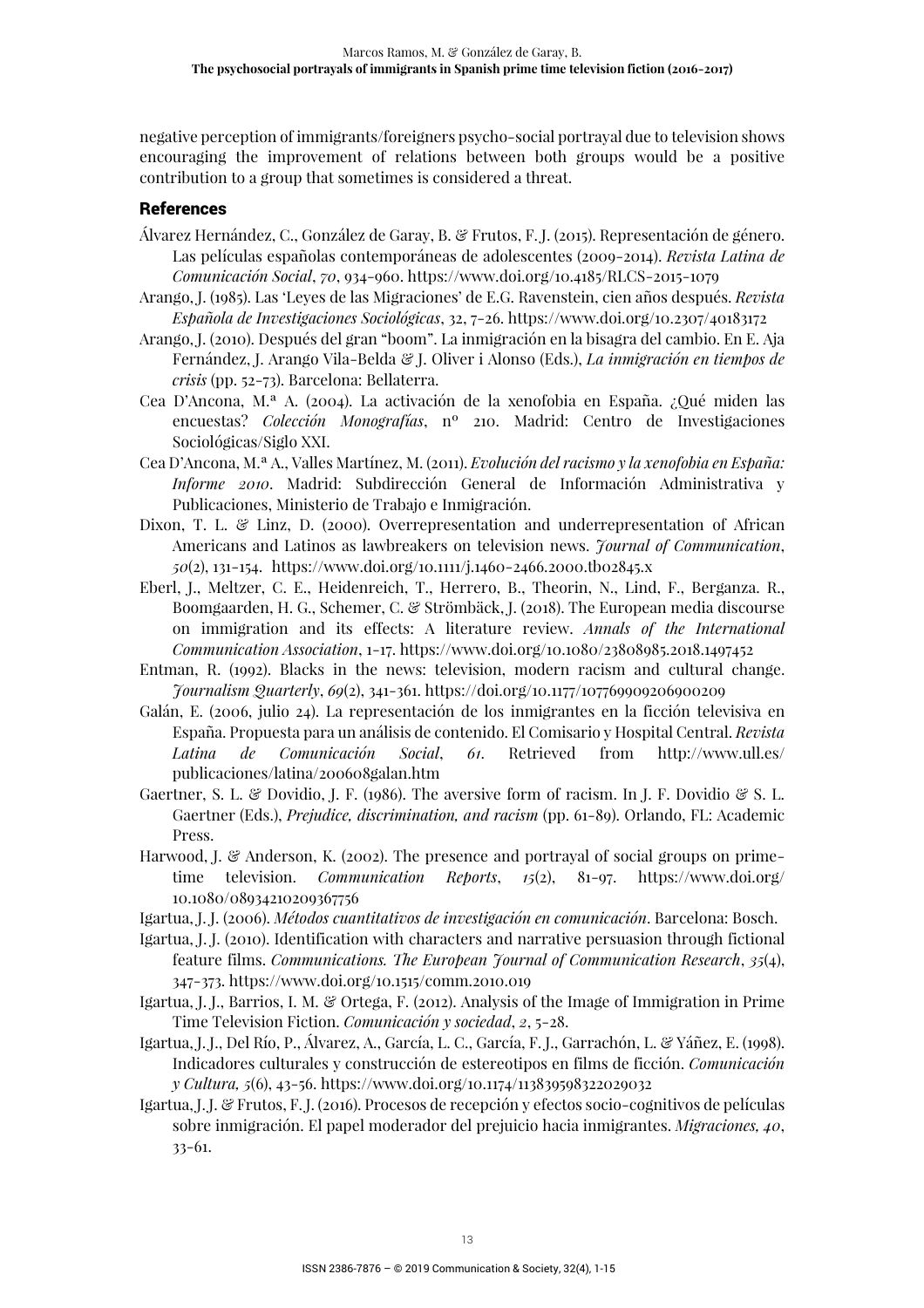negative perception of immigrants/foreigners psycho-social portrayal due to television shows encouraging the improvement of relations between both groups would be a positive contribution to a group that sometimes is considered a threat.

## References

Álvarez Hernández, C., González de Garay, B. & Frutos, F. J. (2015). Representación de género. Las películas españolas contemporáneas de adolescentes (2009-2014). *Revista Latina de Comunicación Social*, *70*, 934-960. https://www.doi.org/10.4185/RLCS-2015-1079

Arango, J. (1985). Las 'Leyes de las Migraciones' de E.G. Ravenstein, cien años después. *Revista Española de Investigaciones Sociológicas*, 32, 7-26. https://www.doi.org/10.2307/40183172

Arango, J. (2010). Después del gran "boom". La inmigración en la bisagra del cambio. En E. Aja Fernández, J. Arango Vila-Belda & J. Oliver i Alonso (Eds.), *La inmigración en tiempos de crisis* (pp. 52-73). Barcelona: Bellaterra.

Cea D'Ancona, M.ª A. (2004). La activación de la xenofobia en España. ¿Qué miden las encuestas? *Colección Monografías*, nº 210. Madrid: Centro de Investigaciones Sociológicas/Siglo XXI.

Cea D'Ancona, M.ª A., Valles Martínez, M. (2011). *Evolución del racismo y la xenofobia en España: Informe 2010*. Madrid: Subdirección General de Información Administrativa y Publicaciones, Ministerio de Trabajo e Inmigración.

Dixon, T. L. & Linz, D. (2000). Overrepresentation and underrepresentation of African Americans and Latinos as lawbreakers on television news. *Journal of Communication*, *50*(2), 131-154. https://www.doi.org/10.1111/j.1460-2466.2000.tb02845.x

Eberl, J., Meltzer, C. E., Heidenreich, T., Herrero, B., Theorin, N., Lind, F., Berganza. R., Boomgaarden, H. G., Schemer, C. & Strömbäck, J. (2018). The European media discourse on immigration and its effects: A literature review. *Annals of the International Communication Association*, 1-17. https://www.doi.org/10.1080/23808985.2018.1497452

Entman, R. (1992). Blacks in the news: television, modern racism and cultural change. *Journalism Quarterly*, *69*(2), 341-361. https://doi.org/10.1177/107769909206900209

Galán, E. (2006, julio 24). La representación de los inmigrantes en la ficción televisiva en España. Propuesta para un análisis de contenido. El Comisario y Hospital Central. *Revista Latina de Comunicación Social*, *61*. Retrieved from http://www.ull.es/publicaciones/latina/200608galan.htm

Gaertner, S. L. & Dovidio, J. F. (1986). The aversive form of racism. In J. F. Dovidio & S. L. Gaertner (Eds.), *Prejudice, discrimination, and racism* (pp. 61-89). Orlando, FL: Academic Press.

Harwood, J. & Anderson, K. (2002). The presence and portrayal of social groups on prime-time television. *Communication Reports*, *15*(2), 81-97. https://www.doi.org/10.1080/08934210209367756

Igartua, J. J. (2006). *Métodos cuantitativos de investigación en comunicación*. Barcelona: Bosch.

Igartua, J. J. (2010). Identification with characters and narrative persuasion through fictional feature films. *Communications. The European Journal of Communication Research*, *35*(4), 347-373. https://www.doi.org/10.1515/comm.2010.019

Igartua, J. J., Barrios, I. M. & Ortega, F. (2012). Analysis of the Image of Immigration in Prime Time Television Fiction. *Comunicación y sociedad*, *2*, 5-28.

Igartua, J. J., Del Río, P., Álvarez, A., García, L. C., García, F. J., Garrachón, L. & Yáñez, E. (1998). Indicadores culturales y construcción de estereotipos en films de ficción. *Comunicación y Cultura, 5*(6), 43-56. https://www.doi.org/10.1174/113839598322029032

Igartua, J. J. & Frutos, F. J. (2016). Procesos de recepción y efectos socio-cognitivos de películas sobre inmigración. El papel moderador del prejuicio hacia inmigrantes. *Migraciones, 40*, 33-61.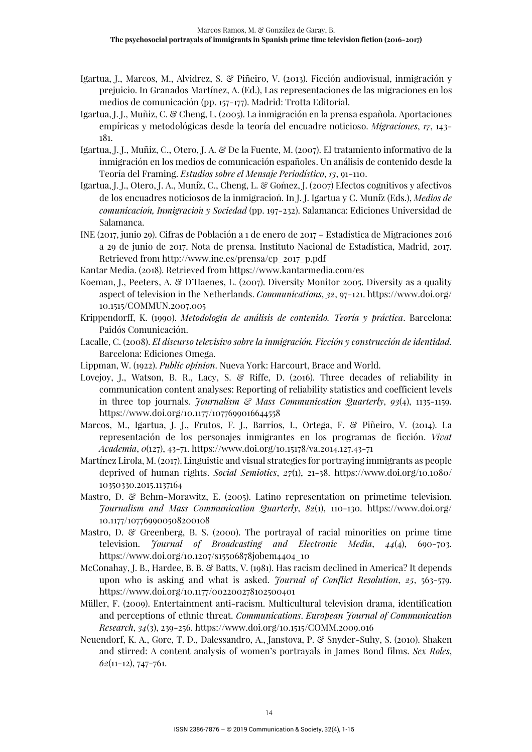Igartua, J., Marcos, M., Alvidrez, S. & Piñeiro, V. (2013). Ficción audiovisual, inmigración y prejuicio. In Granados Martínez, A. (Ed.), Las representaciones de las migraciones en los medios de comunicación (pp. 157-177). Madrid: Trotta Editorial.

Igartua, J. J., Muñiz, C. & Cheng, L. (2005). La inmigración en la prensa española. Aportaciones empíricas y metodológicas desde la teoría del encuadre noticioso. *Migraciones*, *17*, 143-181.

Igartua, J. J., Muñiz, C., Otero, J. A. & De la Fuente, M. (2007). El tratamiento informativo de la inmigración en los medios de comunicación españoles. Un análisis de contenido desde la Teoría del Framing. *Estudios sobre el Mensaje Periodístico*, *13*, 91-110.

Igartua, J. J., Otero, J. A., Muníz, C., Cheng, L. & Goḿez, J. (2007) Efectos cognitivos y afectivos de los encuadres noticiosos de la inmigracioń. In J. J. Igartua y C. Muníz (Eds.), *Medios de comunicacioń, Inmigracioń y Sociedad* (pp. 197-232). Salamanca: Ediciones Universidad de Salamanca.

INE (2017, junio 29). Cifras de Población a 1 de enero de 2017 – Estadística de Migraciones 2016 a 29 de junio de 2017. Nota de prensa. Instituto Nacional de Estadística, Madrid, 2017. Retrieved from http://www.ine.es/prensa/cp_2017_p.pdf

Kantar Media. (2018). Retrieved from https://www.kantarmedia.com/es

Koeman, J., Peeters, A. & D'Haenes, L. (2007). Diversity Monitor 2005. Diversity as a quality aspect of television in the Netherlands. *Communications*, *32*, 97-121. https://www.doi.org/10.1515/COMMUN.2007.005

Krippendorff, K. (1990). *Metodología de análisis de contenido. Teoría y práctica*. Barcelona: Paidós Comunicación.

Lacalle, C. (2008). *El discurso televisivo sobre la inmigración. Ficción y construcción de identidad.* Barcelona: Ediciones Omega.

Lippman, W. (1922). *Public opinion*. Nueva York: Harcourt, Brace and World.

Lovejoy, J., Watson, B. R., Lacy, S. & Riffe, D. (2016). Three decades of reliability in communication content analyses: Reporting of reliability statistics and coefficient levels in three top journals. *Journalism & Mass Communication Quarterly*, *93*(4), 1135-1159. https://www.doi.org/10.1177/1077699016644558

Marcos, M., Igartua, J. J., Frutos, F. J., Barrios, I., Ortega, F. & Piñeiro, V. (2014). La representación de los personajes inmigrantes en los programas de ficción. *Vivat Academia*, *0*(127), 43-71. https://www.doi.org/10.15178/va.2014.127.43-71

Martínez Lirola, M. (2017). Linguistic and visual strategies for portraying immigrants as people deprived of human rights. *Social Semiotics*, *27*(1), 21-38. https://www.doi.org/10.1080/10350330.2015.1137164

Mastro, D. & Behm-Morawitz, E. (2005). Latino representation on primetime television. *Journalism and Mass Communication Quarterly*, *82*(1), 110-130. https://www.doi.org/10.1177/107769900508200108

Mastro, D. & Greenberg, B. S. (2000). The portrayal of racial minorities on prime time television. *Journal of Broadcasting and Electronic Media*, *44*(4), 690-703. https://www.doi.org/10.1207/s15506878jobem4404_10

McConahay, J. B., Hardee, B. B. & Batts, V. (1981). Has racism declined in America? It depends upon who is asking and what is asked. *Journal of Conflict Resolution*, *25*, 563-579. https://www.doi.org/10.1177/002200278102500401

Müller, F. (2009). Entertainment anti-racism. Multicultural television drama, identification and perceptions of ethnic threat. *Communications*. *European Journal of Communication Research*, *34*(3), 239-256. https://www.doi.org/10.1515/COMM.2009.016

Neuendorf, K. A., Gore, T. D., Dalessandro, A., Janstova, P. & Snyder-Suhy, S. (2010). Shaken and stirred: A content analysis of women's portrayals in James Bond films. *Sex Roles*, *62*(11-12), 747-761.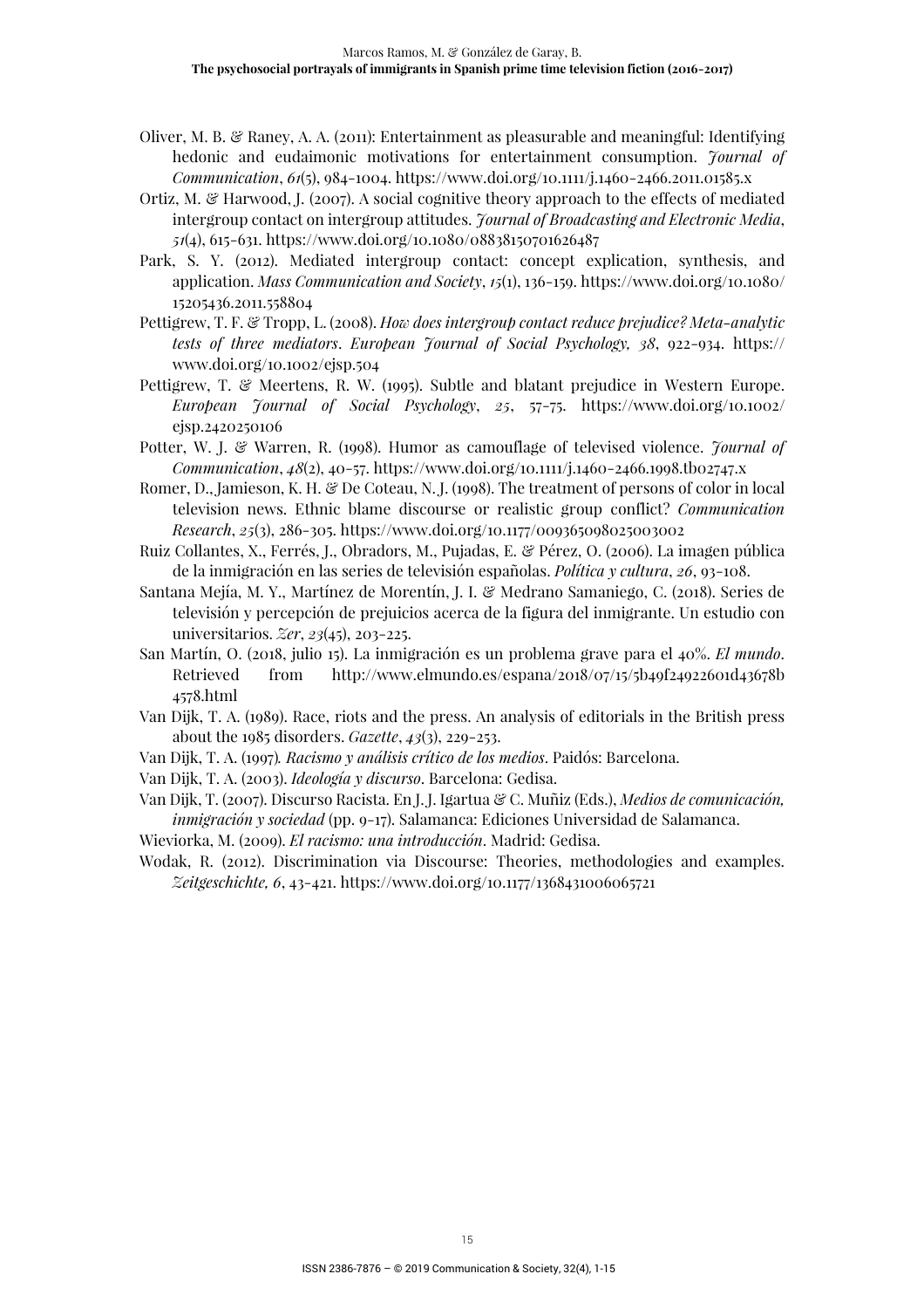Oliver, M. B. & Raney, A. A. (2011): Entertainment as pleasurable and meaningful: Identifying hedonic and eudaimonic motivations for entertainment consumption. *Journal of Communication*, *61*(5), 984-1004. https://www.doi.org/10.1111/j.1460-2466.2011.01585.x

Ortiz, M. & Harwood, J. (2007). A social cognitive theory approach to the effects of mediated intergroup contact on intergroup attitudes. *Journal of Broadcasting and Electronic Media*, *51*(4), 615-631. https://www.doi.org/10.1080/08838150701626487

Park, S. Y. (2012). Mediated intergroup contact: concept explication, synthesis, and application. *Mass Communication and Society*, *15*(1), 136-159. https://www.doi.org/10.1080/15205436.2011.558804

Pettigrew, T. F. & Tropp, L. (2008). *How does intergroup contact reduce prejudice? Meta-analytic tests of three mediators*. *European Journal of Social Psychology, 38*, 922-934. https://www.doi.org/10.1002/ejsp.504

Pettigrew, T. & Meertens, R. W. (1995). Subtle and blatant prejudice in Western Europe. *European Journal of Social Psychology*, *25*, 57-75. https://www.doi.org/10.1002/ejsp.2420250106

Potter, W. J. & Warren, R. (1998). Humor as camouflage of televised violence. *Journal of Communication*, *48*(2), 40-57. https://www.doi.org/10.1111/j.1460-2466.1998.tb02747.x

Romer, D., Jamieson, K. H. & De Coteau, N. J. (1998). The treatment of persons of color in local television news. Ethnic blame discourse or realistic group conflict? *Communication Research*, *25*(3), 286-305. https://www.doi.org/10.1177/009365098025003002

Ruiz Collantes, X., Ferrés, J., Obradors, M., Pujadas, E. & Pérez, O. (2006). La imagen pública de la inmigración en las series de televisión españolas. *Política y cultura*, *26*, 93-108.

Santana Mejía, M. Y., Martínez de Morentín, J. I. & Medrano Samaniego, C. (2018). Series de televisión y percepción de prejuicios acerca de la figura del inmigrante. Un estudio con universitarios. *Zer*, *23*(45), 203-225.

San Martín, O. (2018, julio 15). La inmigración es un problema grave para el 40%. *El mundo*. Retrieved from http://www.elmundo.es/espana/2018/07/15/5b49f24922601d43678b4578.html

Van Dijk, T. A. (1989). Race, riots and the press. An analysis of editorials in the British press about the 1985 disorders. *Gazette*, *43*(3), 229-253.

Van Dijk, T. A. (1997). *Racismo y análisis crítico de los medios*. Paidós: Barcelona.

Van Dijk, T. A. (2003). *Ideología y discurso*. Barcelona: Gedisa.

Van Dijk, T. (2007). Discurso Racista. En J. J. Igartua & C. Muñiz (Eds.), *Medios de comunicación, inmigración y sociedad* (pp. 9-17). Salamanca: Ediciones Universidad de Salamanca.

Wieviorka, M. (2009). *El racismo: una introducción*. Madrid: Gedisa.

Wodak, R. (2012). Discrimination via Discourse: Theories, methodologies and examples. *Zeitgeschichte, 6*, 43-421. https://www.doi.org/10.1177/1368431006065721